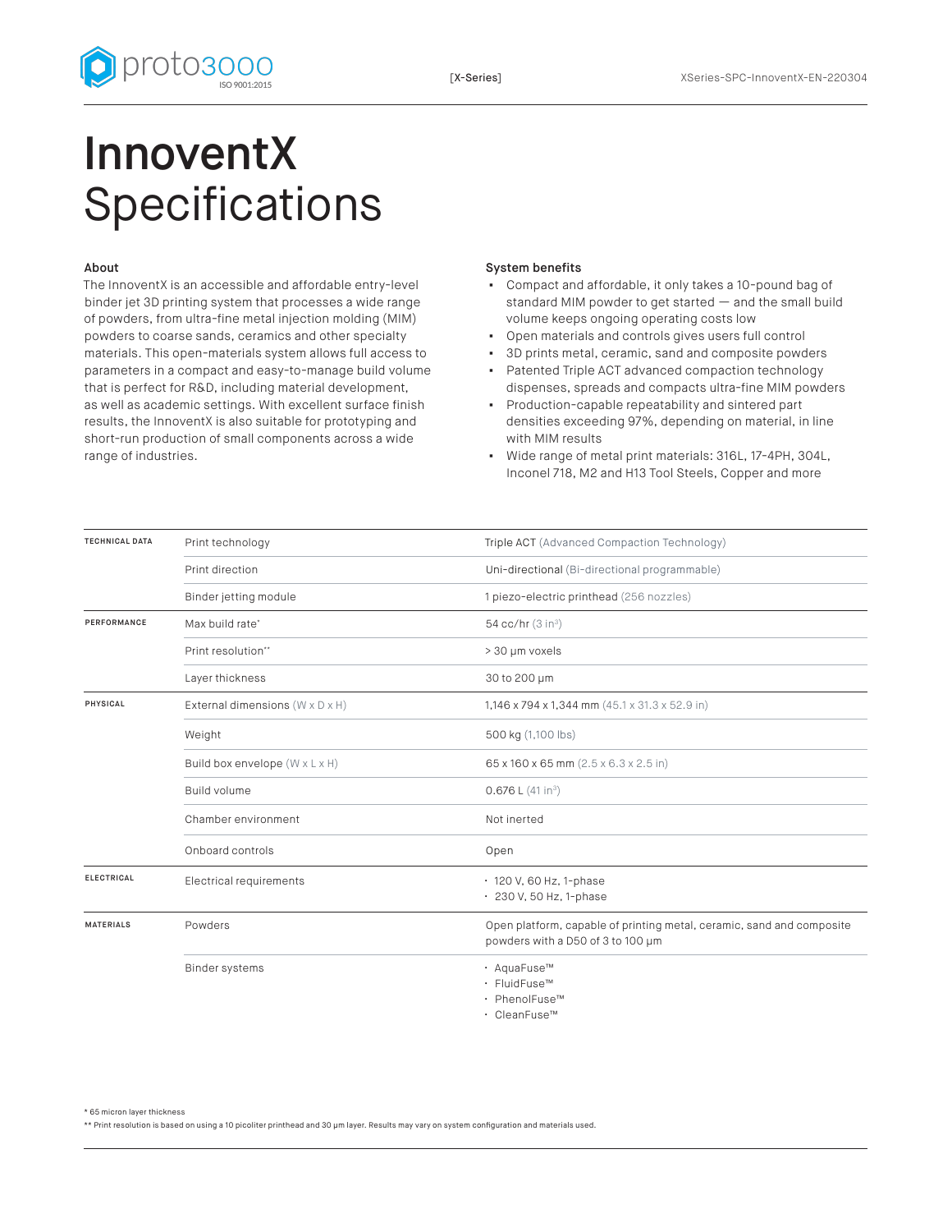# InnoventX Specifications

## About

The InnoventX is an accessible and affordable entry-level binder jet 3D printing system that processes a wide range of powders, from ultra-fine metal injection molding (MIM) powders to coarse sands, ceramics and other specialty materials. This open-materials system allows full access to parameters in a compact and easy-to-manage build volume that is perfect for R&D, including material development, as well as academic settings. With excellent surface finish results, the InnoventX is also suitable for prototyping and short-run production of small components across a wide range of industries.

## System benefits

- Compact and affordable, it only takes a 10-pound bag of standard MIM powder to get started — and the small build volume keeps ongoing operating costs low
- Open materials and controls gives users full control
- 3D prints metal, ceramic, sand and composite powders
- Patented Triple ACT advanced compaction technology dispenses, spreads and compacts ultra-fine MIM powders
- Production-capable repeatability and sintered part densities exceeding 97%, depending on material, in line with MIM results
- Wide range of metal print materials: 316L, 17-4PH, 304L, Inconel 718, M2 and H13 Tool Steels, Copper and more

| | | |
|---|---|---|
| **TECHNICAL DATA** | Print technology | Triple ACT (Advanced Compaction Technology) |
| | Print direction | Uni-directional (Bi-directional programmable) |
| | Binder jetting module | 1 piezo-electric printhead (256 nozzles) |
| **PERFORMANCE** | Max build rate* | 54 cc/hr (3 in³) |
| | Print resolution** | > 30 µm voxels |
| | Layer thickness | 30 to 200 µm |
| **PHYSICAL** | External dimensions (W x D x H) | 1,146 x 794 x 1,344 mm (45.1 x 31.3 x 52.9 in) |
| | Weight | 500 kg (1,100 lbs) |
| | Build box envelope (W x L x H) | 65 x 160 x 65 mm (2.5 x 6.3 x 2.5 in) |
| | Build volume | 0.676 L (41 in³) |
| | Chamber environment | Not inerted |
| | Onboard controls | Open |
| **ELECTRICAL** | Electrical requirements | • 120 V, 60 Hz, 1-phase<br>• 230 V, 50 Hz, 1-phase |
| **MATERIALS** | Powders | Open platform, capable of printing metal, ceramic, sand and composite powders with a D50 of 3 to 100 µm |
| | Binder systems | • AquaFuse™<br>• FluidFuse™<br>• PhenolFuse™<br>• CleanFuse™ |

* 65 micron layer thickness

** Print resolution is based on using a 10 picoliter printhead and 30 µm layer. Results may vary on system configuration and materials used.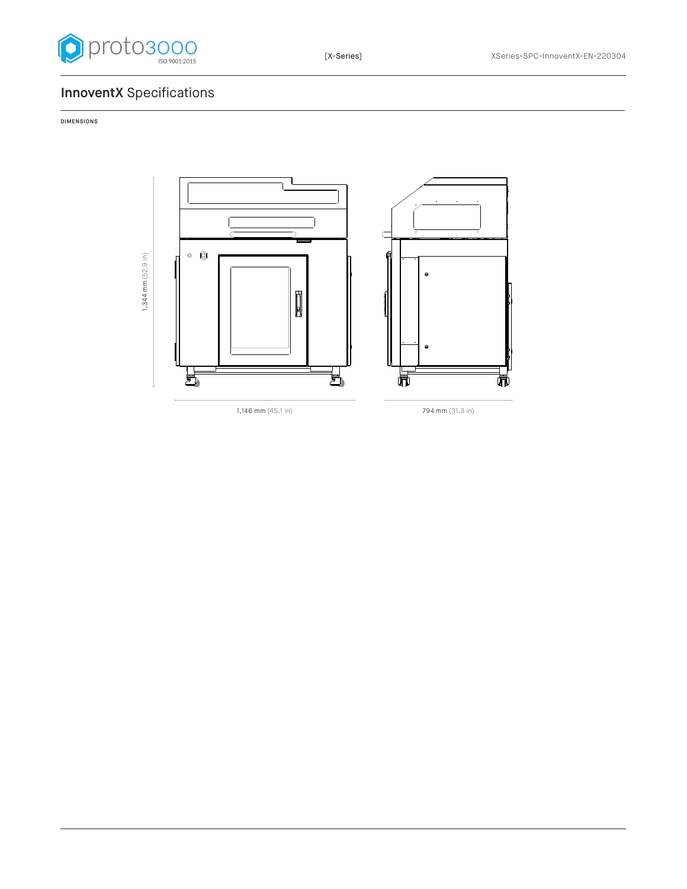# InnoventX Specifications

DIMENSIONS

1,344 mm (52.9 in)

1,146 mm (45.1 in)

794 mm (31.3 in)